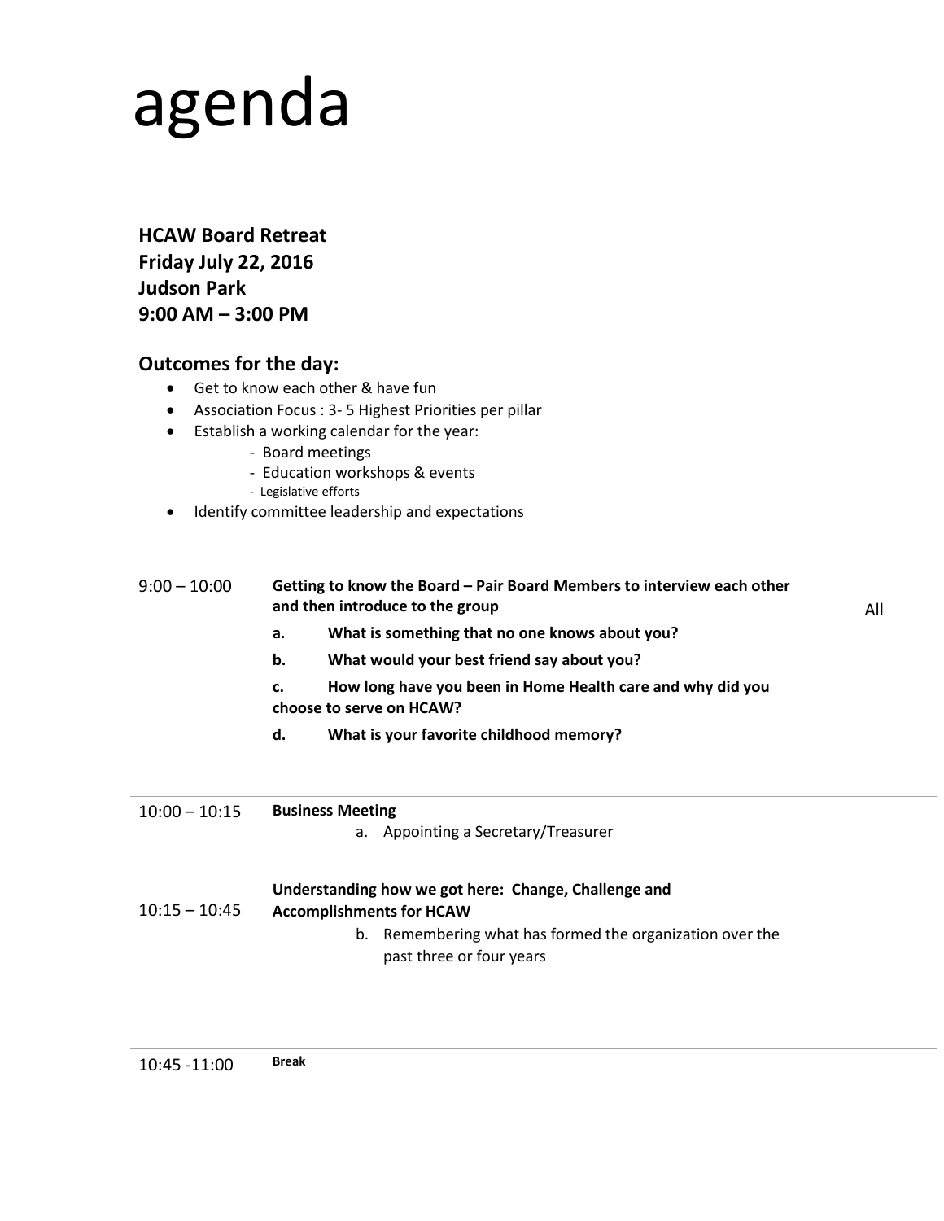# agenda

**HCAW Board Retreat**
**Friday July 22, 2016**
**Judson Park**
**9:00 AM – 3:00 PM**

### Outcomes for the day:

- Get to know each other & have fun
- Association Focus : 3- 5 Highest Priorities per pillar
- Establish a working calendar for the year:
  - Board meetings
  - Education workshops & events
  - Legislative efforts
- Identify committee leadership and expectations

| Time | Item | |
|---|---|---|
| 9:00 – 10:00 | **Getting to know the Board – Pair Board Members to interview each other and then introduce to the group**<br>**a. What is something that no one knows about you?**<br>**b. What would your best friend say about you?**<br>**c. How long have you been in Home Health care and why did you choose to serve on HCAW?**<br>**d. What is your favorite childhood memory?** | All |
| 10:00 – 10:15 | **Business Meeting**<br>a. Appointing a Secretary/Treasurer | |
| 10:15 – 10:45 | **Understanding how we got here: Change, Challenge and Accomplishments for HCAW**<br>b. Remembering what has formed the organization over the past three or four years | |
| 10:45 -11:00 | **Break** | |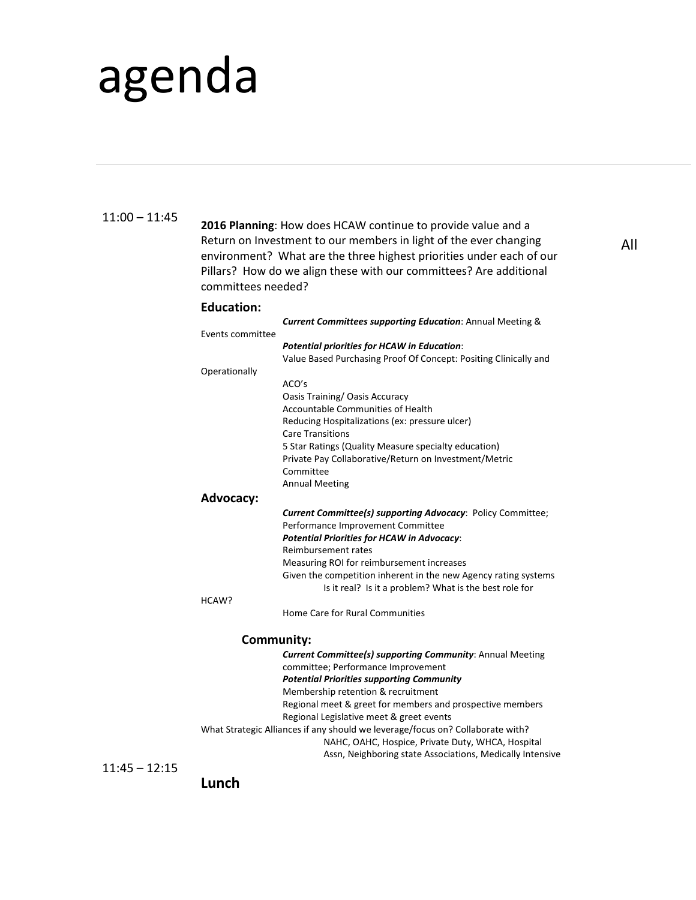# agenda

---

11:00 – 11:45

**2016 Planning**: How does HCAW continue to provide value and a Return on Investment to our members in light of the ever changing environment? What are the three highest priorities under each of our Pillars? How do we align these with our committees? Are additional committees needed?

All

**Education:**

***Current Committees supporting Education***: Annual Meeting & Events committee

***Potential priorities for HCAW in Education***:

Value Based Purchasing Proof Of Concept: Positing Clinically and Operationally

ACO's

Oasis Training/ Oasis Accuracy

Accountable Communities of Health

Reducing Hospitalizations (ex: pressure ulcer)

Care Transitions

5 Star Ratings (Quality Measure specialty education)

Private Pay Collaborative/Return on Investment/Metric Committee

Annual Meeting

**Advocacy:**

***Current Committee(s) supporting Advocacy***: Policy Committee; Performance Improvement Committee

***Potential Priorities for HCAW in Advocacy***:

Reimbursement rates

Measuring ROI for reimbursement increases

Given the competition inherent in the new Agency rating systems

Is it real? Is it a problem? What is the best role for HCAW?

Home Care for Rural Communities

**Community:**

***Current Committee(s) supporting Community***: Annual Meeting committee; Performance Improvement

***Potential Priorities supporting Community***

Membership retention & recruitment

Regional meet & greet for members and prospective members

Regional Legislative meet & greet events

What Strategic Alliances if any should we leverage/focus on? Collaborate with?

NAHC, OAHC, Hospice, Private Duty, WHCA, Hospital Assn, Neighboring state Associations, Medically Intensive

11:45 – 12:15

**Lunch**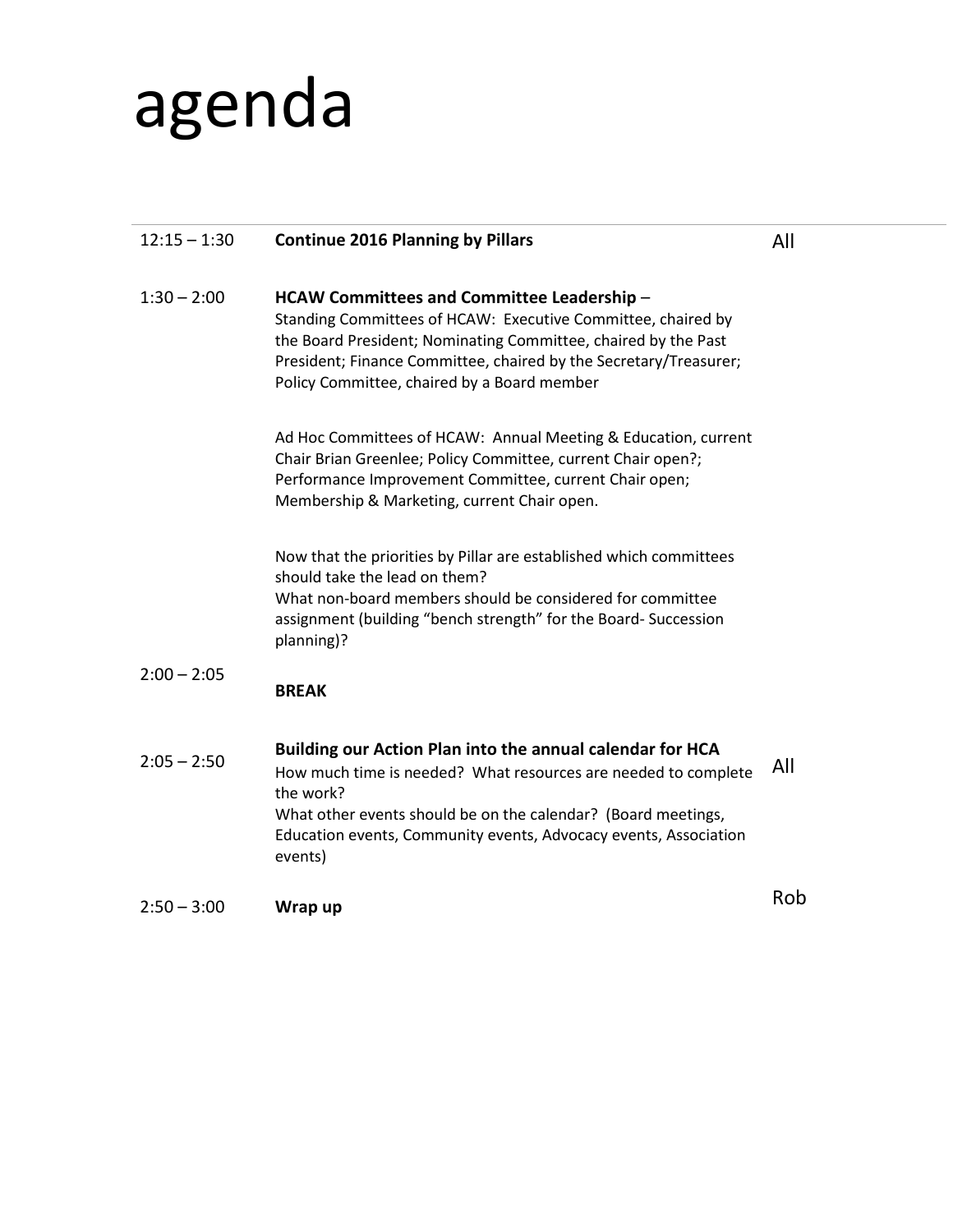# agenda

| Time | Item | Lead |
|---|---|---|
| 12:15 – 1:30 | **Continue 2016 Planning by Pillars** | All |
| 1:30 – 2:00 | **HCAW Committees and Committee Leadership** – Standing Committees of HCAW: Executive Committee, chaired by the Board President; Nominating Committee, chaired by the Past President; Finance Committee, chaired by the Secretary/Treasurer; Policy Committee, chaired by a Board member<br><br>Ad Hoc Committees of HCAW: Annual Meeting & Education, current Chair Brian Greenlee; Policy Committee, current Chair open?; Performance Improvement Committee, current Chair open; Membership & Marketing, current Chair open.<br><br>Now that the priorities by Pillar are established which committees should take the lead on them?<br>What non-board members should be considered for committee assignment (building "bench strength" for the Board- Succession planning)? | |
| 2:00 – 2:05 | **BREAK** | |
| 2:05 – 2:50 | **Building our Action Plan into the annual calendar for HCA**<br>How much time is needed? What resources are needed to complete the work?<br>What other events should be on the calendar? (Board meetings, Education events, Community events, Advocacy events, Association events) | All |
| 2:50 – 3:00 | **Wrap up** | Rob |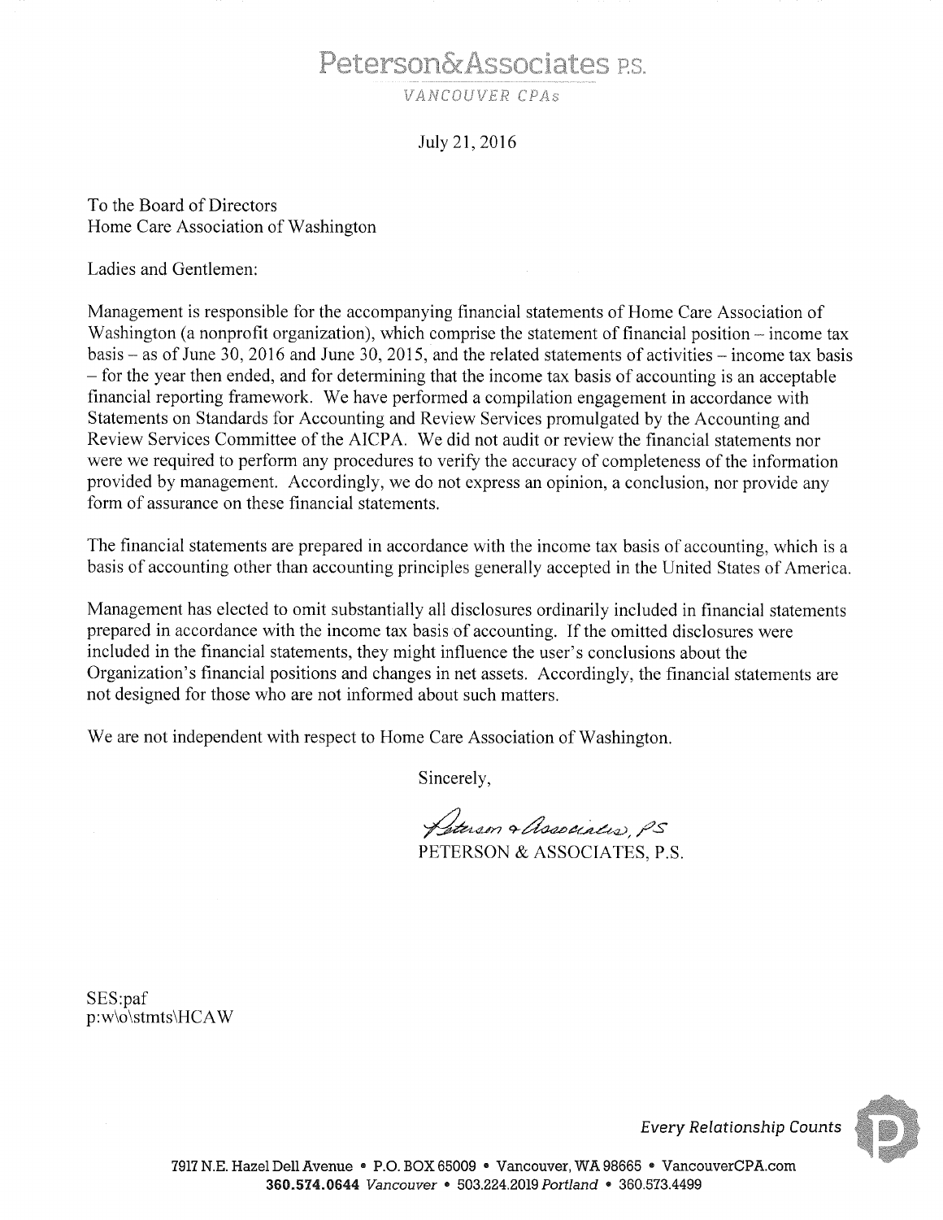# Peterson&Associates P.S.

*VANCOUVER CPAs*

July 21, 2016

To the Board of Directors
Home Care Association of Washington

Ladies and Gentlemen:

Management is responsible for the accompanying financial statements of Home Care Association of Washington (a nonprofit organization), which comprise the statement of financial position – income tax basis – as of June 30, 2016 and June 30, 2015, and the related statements of activities – income tax basis – for the year then ended, and for determining that the income tax basis of accounting is an acceptable financial reporting framework. We have performed a compilation engagement in accordance with Statements on Standards for Accounting and Review Services promulgated by the Accounting and Review Services Committee of the AICPA. We did not audit or review the financial statements nor were we required to perform any procedures to verify the accuracy of completeness of the information provided by management. Accordingly, we do not express an opinion, a conclusion, nor provide any form of assurance on these financial statements.

The financial statements are prepared in accordance with the income tax basis of accounting, which is a basis of accounting other than accounting principles generally accepted in the United States of America.

Management has elected to omit substantially all disclosures ordinarily included in financial statements prepared in accordance with the income tax basis of accounting. If the omitted disclosures were included in the financial statements, they might influence the user's conclusions about the Organization's financial positions and changes in net assets. Accordingly, the financial statements are not designed for those who are not informed about such matters.

We are not independent with respect to Home Care Association of Washington.

Sincerely,

*Peterson & Associates, PS*
PETERSON & ASSOCIATES, P.S.

SES:paf
p:w\o\stmts\HCAW

*Every Relationship Counts*

7917 N.E. Hazel Dell Avenue • P.O. BOX 65009 • Vancouver, WA 98665 • VancouverCPA.com
**360.574.0644** *Vancouver* • 503.224.2019 *Portland* • 360.573.4499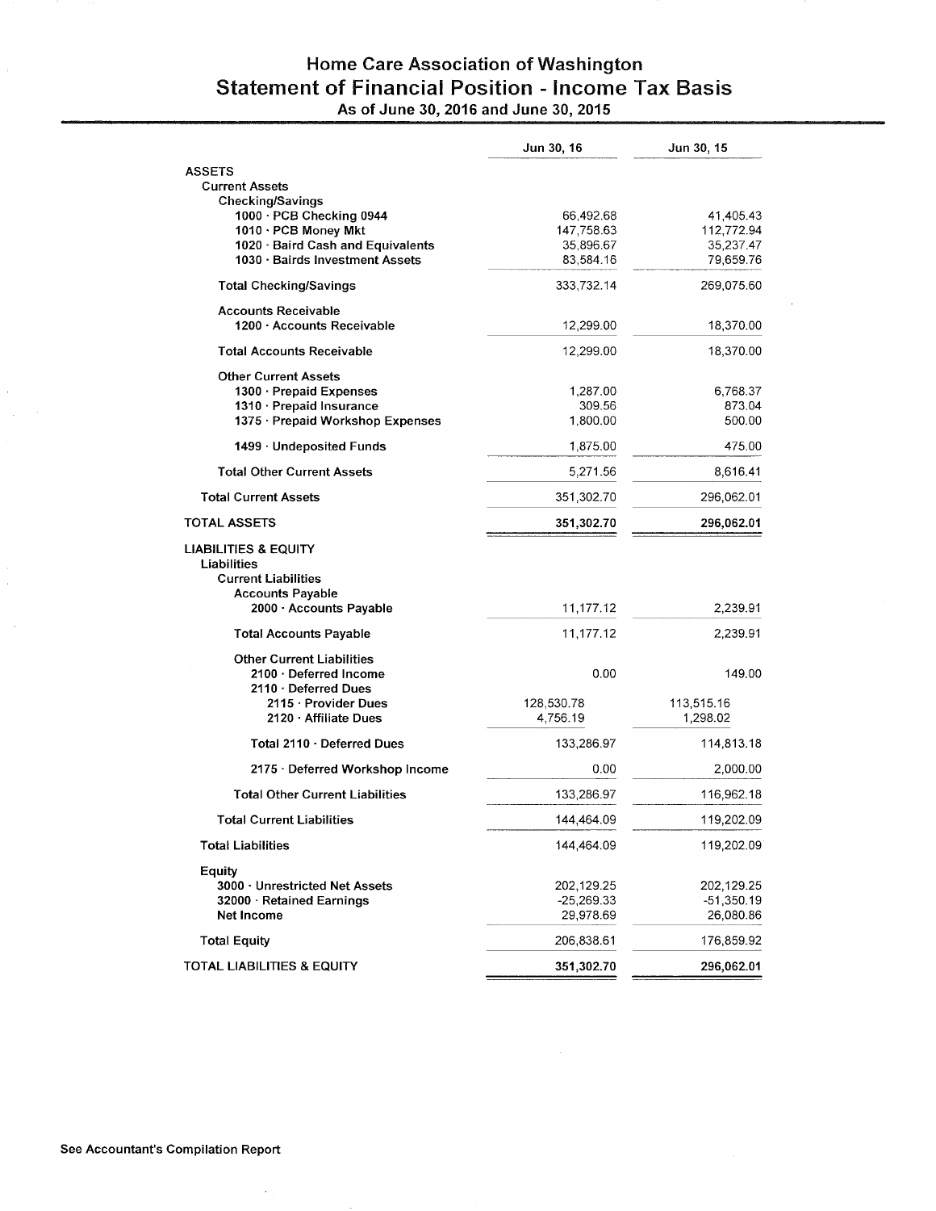# Home Care Association of Washington

## Statement of Financial Position - Income Tax Basis

### As of June 30, 2016 and June 30, 2015

| | Jun 30, 16 | Jun 30, 15 |
|---|---|---|
| **ASSETS** | | |
| **Current Assets** | | |
| **Checking/Savings** | | |
| 1000 · PCB Checking 0944 | 66,492.68 | 41,405.43 |
| 1010 · PCB Money Mkt | 147,758.63 | 112,772.94 |
| 1020 · Baird Cash and Equivalents | 35,896.67 | 35,237.47 |
| 1030 · Bairds Investment Assets | 83,584.16 | 79,659.76 |
| **Total Checking/Savings** | 333,732.14 | 269,075.60 |
| **Accounts Receivable** | | |
| 1200 · Accounts Receivable | 12,299.00 | 18,370.00 |
| **Total Accounts Receivable** | 12,299.00 | 18,370.00 |
| **Other Current Assets** | | |
| 1300 · Prepaid Expenses | 1,287.00 | 6,768.37 |
| 1310 · Prepaid Insurance | 309.56 | 873.04 |
| 1375 · Prepaid Workshop Expenses | 1,800.00 | 500.00 |
| 1499 · Undeposited Funds | 1,875.00 | 475.00 |
| **Total Other Current Assets** | 5,271.56 | 8,616.41 |
| **Total Current Assets** | 351,302.70 | 296,062.01 |
| **TOTAL ASSETS** | **351,302.70** | **296,062.01** |
| **LIABILITIES & EQUITY** | | |
| **Liabilities** | | |
| **Current Liabilities** | | |
| **Accounts Payable** | | |
| 2000 · Accounts Payable | 11,177.12 | 2,239.91 |
| **Total Accounts Payable** | 11,177.12 | 2,239.91 |
| **Other Current Liabilities** | | |
| 2100 · Deferred Income | 0.00 | 149.00 |
| 2110 · Deferred Dues | | |
| 2115 · Provider Dues | 128,530.78 | 113,515.16 |
| 2120 · Affiliate Dues | 4,756.19 | 1,298.02 |
| **Total 2110 · Deferred Dues** | 133,286.97 | 114,813.18 |
| 2175 · Deferred Workshop Income | 0.00 | 2,000.00 |
| **Total Other Current Liabilities** | 133,286.97 | 116,962.18 |
| **Total Current Liabilities** | 144,464.09 | 119,202.09 |
| **Total Liabilities** | 144,464.09 | 119,202.09 |
| **Equity** | | |
| 3000 · Unrestricted Net Assets | 202,129.25 | 202,129.25 |
| 32000 · Retained Earnings | -25,269.33 | -51,350.19 |
| Net Income | 29,978.69 | 26,080.86 |
| **Total Equity** | 206,838.61 | 176,859.92 |
| **TOTAL LIABILITIES & EQUITY** | **351,302.70** | **296,062.01** |

**See Accountant's Compilation Report**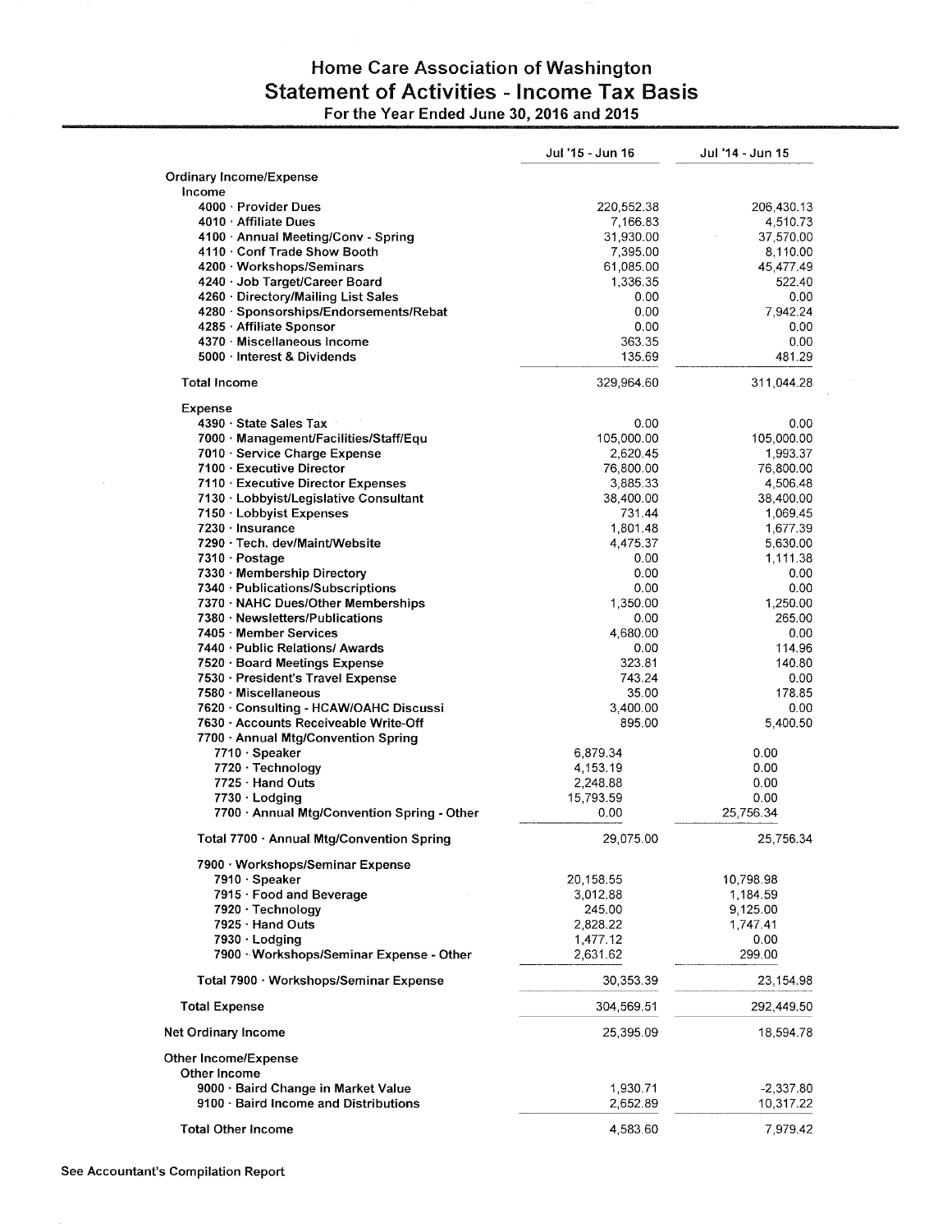# Home Care Association of Washington
## Statement of Activities - Income Tax Basis
### For the Year Ended June 30, 2016 and 2015

| | | Jul '15 - Jun 16 | | Jul '14 - Jun 15 |
|---|---|---|---|---|
| **Ordinary Income/Expense** | | | | |
| **Income** | | | | |
| 4000 · Provider Dues | | 220,552.38 | | 206,430.13 |
| 4010 · Affiliate Dues | | 7,166.83 | | 4,510.73 |
| 4100 · Annual Meeting/Conv - Spring | | 31,930.00 | | 37,570.00 |
| 4110 · Conf Trade Show Booth | | 7,395.00 | | 8,110.00 |
| 4200 · Workshops/Seminars | | 61,085.00 | | 45,477.49 |
| 4240 · Job Target/Career Board | | 1,336.35 | | 522.40 |
| 4260 · Directory/Mailing List Sales | | 0.00 | | 0.00 |
| 4280 · Sponsorships/Endorsements/Rebat | | 0.00 | | 7,942.24 |
| 4285 · Affiliate Sponsor | | 0.00 | | 0.00 |
| 4370 · Miscellaneous Income | | 363.35 | | 0.00 |
| 5000 · Interest & Dividends | | 135.69 | | 481.29 |
| **Total Income** | | 329,964.60 | | 311,044.28 |
| **Expense** | | | | |
| 4390 · State Sales Tax | | 0.00 | | 0.00 |
| 7000 · Management/Facilities/Staff/Equ | | 105,000.00 | | 105,000.00 |
| 7010 · Service Charge Expense | | 2,620.45 | | 1,993.37 |
| 7100 · Executive Director | | 76,800.00 | | 76,800.00 |
| 7110 · Executive Director Expenses | | 3,885.33 | | 4,506.48 |
| 7130 · Lobbyist/Legislative Consultant | | 38,400.00 | | 38,400.00 |
| 7150 · Lobbyist Expenses | | 731.44 | | 1,069.45 |
| 7230 · Insurance | | 1,801.48 | | 1,677.39 |
| 7290 · Tech. dev/Maint/Website | | 4,475.37 | | 5,630.00 |
| 7310 · Postage | | 0.00 | | 1,111.38 |
| 7330 · Membership Directory | | 0.00 | | 0.00 |
| 7340 · Publications/Subscriptions | | 0.00 | | 0.00 |
| 7370 · NAHC Dues/Other Memberships | | 1,350.00 | | 1,250.00 |
| 7380 · Newsletters/Publications | | 0.00 | | 265.00 |
| 7405 · Member Services | | 4,680.00 | | 0.00 |
| 7440 · Public Relations/ Awards | | 0.00 | | 114.96 |
| 7520 · Board Meetings Expense | | 323.81 | | 140.80 |
| 7530 · President's Travel Expense | | 743.24 | | 0.00 |
| 7580 · Miscellaneous | | 35.00 | | 178.85 |
| 7620 · Consulting - HCAW/OAHC Discussi | | 3,400.00 | | 0.00 |
| 7630 · Accounts Receiveable Write-Off | | 895.00 | | 5,400.50 |
| 7700 · Annual Mtg/Convention Spring | | | | |
| 7710 · Speaker | 6,879.34 | | 0.00 | |
| 7720 · Technology | 4,153.19 | | 0.00 | |
| 7725 · Hand Outs | 2,248.88 | | 0.00 | |
| 7730 · Lodging | 15,793.59 | | 0.00 | |
| 7700 · Annual Mtg/Convention Spring - Other | 0.00 | | 25,756.34 | |
| Total 7700 · Annual Mtg/Convention Spring | | 29,075.00 | | 25,756.34 |
| 7900 · Workshops/Seminar Expense | | | | |
| 7910 · Speaker | 20,158.55 | | 10,798.98 | |
| 7915 · Food and Beverage | 3,012.88 | | 1,184.59 | |
| 7920 · Technology | 245.00 | | 9,125.00 | |
| 7925 · Hand Outs | 2,828.22 | | 1,747.41 | |
| 7930 · Lodging | 1,477.12 | | 0.00 | |
| 7900 · Workshops/Seminar Expense - Other | 2,631.62 | | 299.00 | |
| Total 7900 · Workshops/Seminar Expense | | 30,353.39 | | 23,154.98 |
| **Total Expense** | | 304,569.51 | | 292,449.50 |
| **Net Ordinary Income** | | 25,395.09 | | 18,594.78 |
| **Other Income/Expense** | | | | |
| **Other Income** | | | | |
| 9000 · Baird Change in Market Value | | 1,930.71 | | -2,337.80 |
| 9100 · Baird Income and Distributions | | 2,652.89 | | 10,317.22 |
| **Total Other Income** | | 4,583.60 | | 7,979.42 |

See Accountant's Compilation Report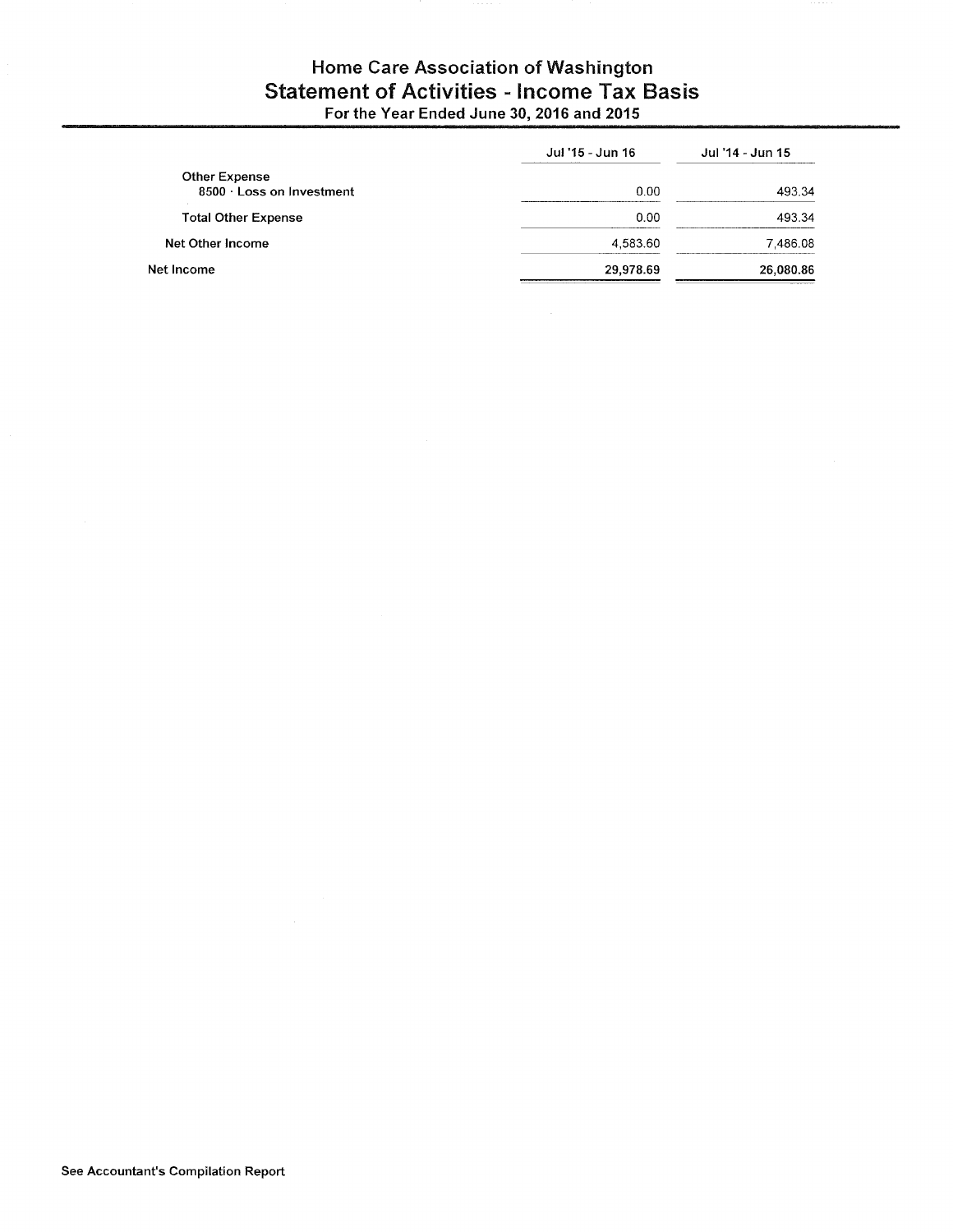# Home Care Association of Washington

## Statement of Activities - Income Tax Basis

### For the Year Ended June 30, 2016 and 2015

| | Jul '15 - Jun 16 | Jul '14 - Jun 15 |
|---|---|---|
| Other Expense | | |
| 8500 · Loss on Investment | 0.00 | 493.34 |
| Total Other Expense | 0.00 | 493.34 |
| Net Other Income | 4,583.60 | 7,486.08 |
| **Net Income** | **29,978.69** | **26,080.86** |

See Accountant's Compilation Report